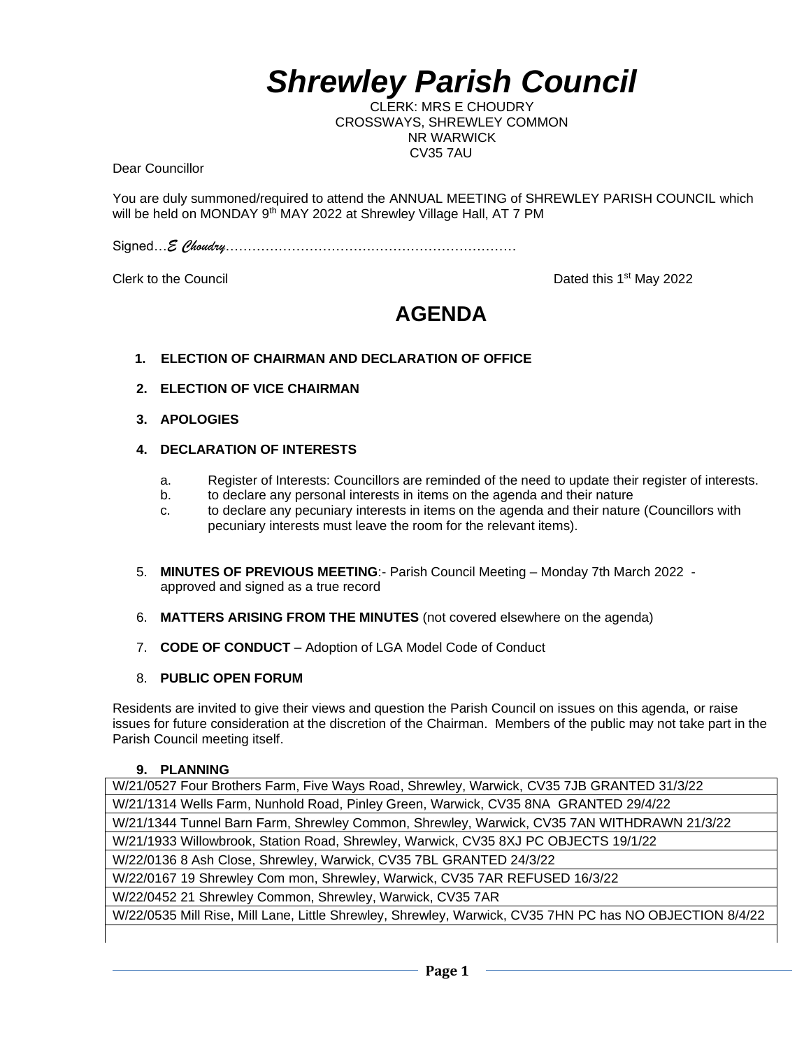# *Shrewley Parish Council*

CLERK: MRS E CHOUDRY
CROSSWAYS, SHREWLEY COMMON
NR WARWICK
CV35 7AU

Dear Councillor

You are duly summoned/required to attend the ANNUAL MEETING of SHREWLEY PARISH COUNCIL which will be held on MONDAY 9th MAY 2022 at Shrewley Village Hall, AT 7 PM

Signed…*E Choudry*…………………………………………………………

Clerk to the Council

Dated this 1st May 2022

## AGENDA

1. **ELECTION OF CHAIRMAN AND DECLARATION OF OFFICE**
2. **ELECTION OF VICE CHAIRMAN**
3. **APOLOGIES**
4. **DECLARATION OF INTERESTS**
   a. Register of Interests: Councillors are reminded of the need to update their register of interests.
   b. to declare any personal interests in items on the agenda and their nature
   c. to declare any pecuniary interests in items on the agenda and their nature (Councillors with pecuniary interests must leave the room for the relevant items).
5. **MINUTES OF PREVIOUS MEETING**:- Parish Council Meeting – Monday 7th March 2022 - approved and signed as a true record
6. **MATTERS ARISING FROM THE MINUTES** (not covered elsewhere on the agenda)
7. **CODE OF CONDUCT** – Adoption of LGA Model Code of Conduct
8. **PUBLIC OPEN FORUM**

Residents are invited to give their views and question the Parish Council on issues on this agenda, or raise issues for future consideration at the discretion of the Chairman. Members of the public may not take part in the Parish Council meeting itself.

9. **PLANNING**

| |
|---|
| W/21/0527 Four Brothers Farm, Five Ways Road, Shrewley, Warwick, CV35 7JB GRANTED 31/3/22 |
| W/21/1314 Wells Farm, Nunhold Road, Pinley Green, Warwick, CV35 8NA GRANTED 29/4/22 |
| W/21/1344 Tunnel Barn Farm, Shrewley Common, Shrewley, Warwick, CV35 7AN WITHDRAWN 21/3/22 |
| W/21/1933 Willowbrook, Station Road, Shrewley, Warwick, CV35 8XJ PC OBJECTS 19/1/22 |
| W/22/0136 8 Ash Close, Shrewley, Warwick, CV35 7BL GRANTED 24/3/22 |
| W/22/0167 19 Shrewley Com mon, Shrewley, Warwick, CV35 7AR REFUSED 16/3/22 |
| W/22/0452 21 Shrewley Common, Shrewley, Warwick, CV35 7AR |
| W/22/0535 Mill Rise, Mill Lane, Little Shrewley, Shrewley, Warwick, CV35 7HN PC has NO OBJECTION 8/4/22 |
| |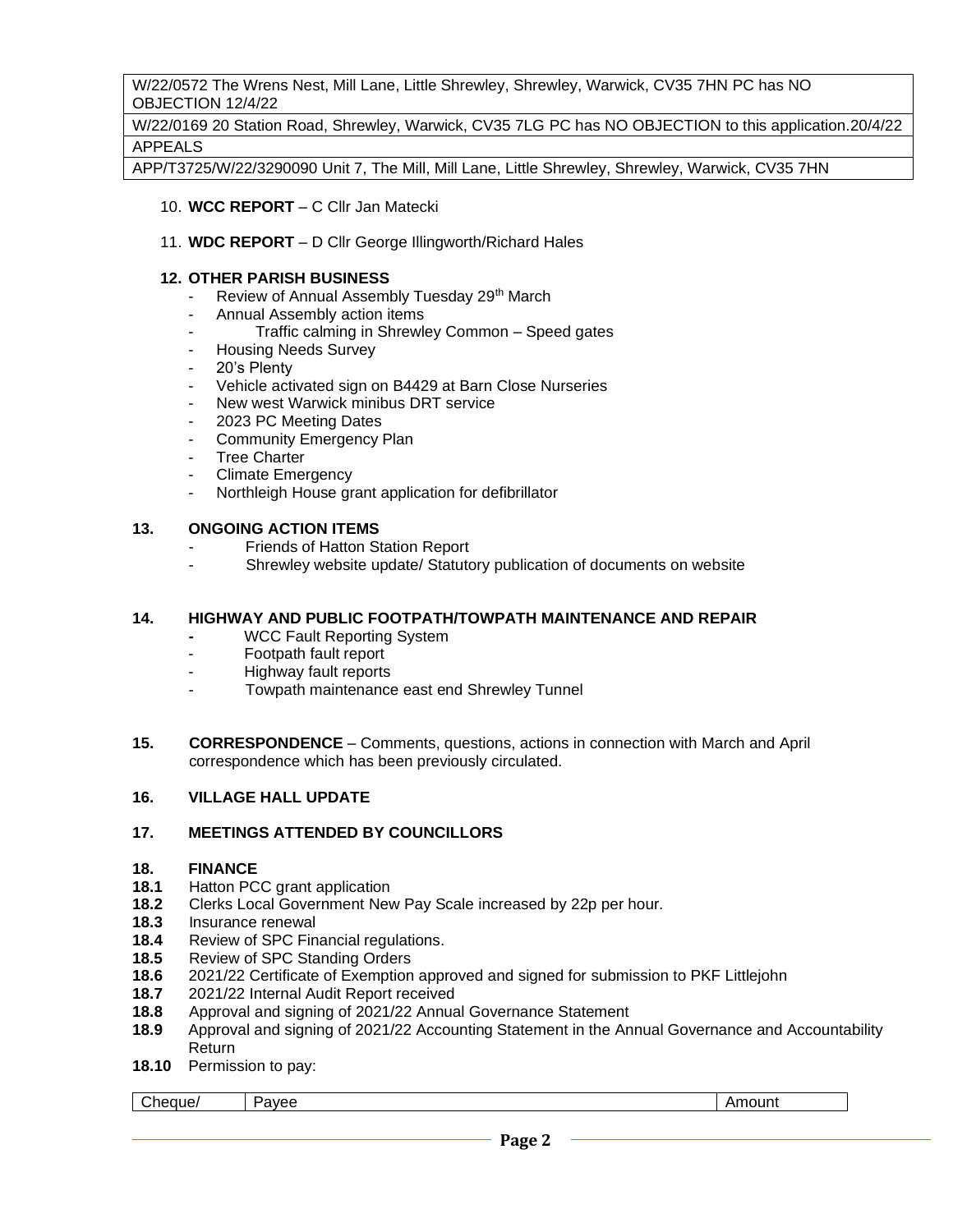| W/22/0572 The Wrens Nest, Mill Lane, Little Shrewley, Shrewley, Warwick, CV35 7HN PC has NO OBJECTION 12/4/22 |
|---|
| W/22/0169 20 Station Road, Shrewley, Warwick, CV35 7LG PC has NO OBJECTION to this application.20/4/22 |
| APPEALS |
| APP/T3725/W/22/3290090 Unit 7, The Mill, Mill Lane, Little Shrewley, Shrewley, Warwick, CV35 7HN |

10. **WCC REPORT** – C Cllr Jan Matecki

11. **WDC REPORT** – D Cllr George Illingworth/Richard Hales

**12. OTHER PARISH BUSINESS**
- Review of Annual Assembly Tuesday 29th March
- Annual Assembly action items
- Traffic calming in Shrewley Common – Speed gates
- Housing Needs Survey
- 20's Plenty
- Vehicle activated sign on B4429 at Barn Close Nurseries
- New west Warwick minibus DRT service
- 2023 PC Meeting Dates
- Community Emergency Plan
- Tree Charter
- Climate Emergency
- Northleigh House grant application for defibrillator

**13. ONGOING ACTION ITEMS**
- Friends of Hatton Station Report
- Shrewley website update/ Statutory publication of documents on website

**14. HIGHWAY AND PUBLIC FOOTPATH/TOWPATH MAINTENANCE AND REPAIR**
- WCC Fault Reporting System
- Footpath fault report
- Highway fault reports
- Towpath maintenance east end Shrewley Tunnel

**15. CORRESPONDENCE** – Comments, questions, actions in connection with March and April correspondence which has been previously circulated.

**16. VILLAGE HALL UPDATE**

**17. MEETINGS ATTENDED BY COUNCILLORS**

**18. FINANCE**

**18.1** Hatton PCC grant application
**18.2** Clerks Local Government New Pay Scale increased by 22p per hour.
**18.3** Insurance renewal
**18.4** Review of SPC Financial regulations.
**18.5** Review of SPC Standing Orders
**18.6** 2021/22 Certificate of Exemption approved and signed for submission to PKF Littlejohn
**18.7** 2021/22 Internal Audit Report received
**18.8** Approval and signing of 2021/22 Annual Governance Statement
**18.9** Approval and signing of 2021/22 Accounting Statement in the Annual Governance and Accountability Return
**18.10** Permission to pay:

| Cheque/ | Payee | Amount |
|---|---|---|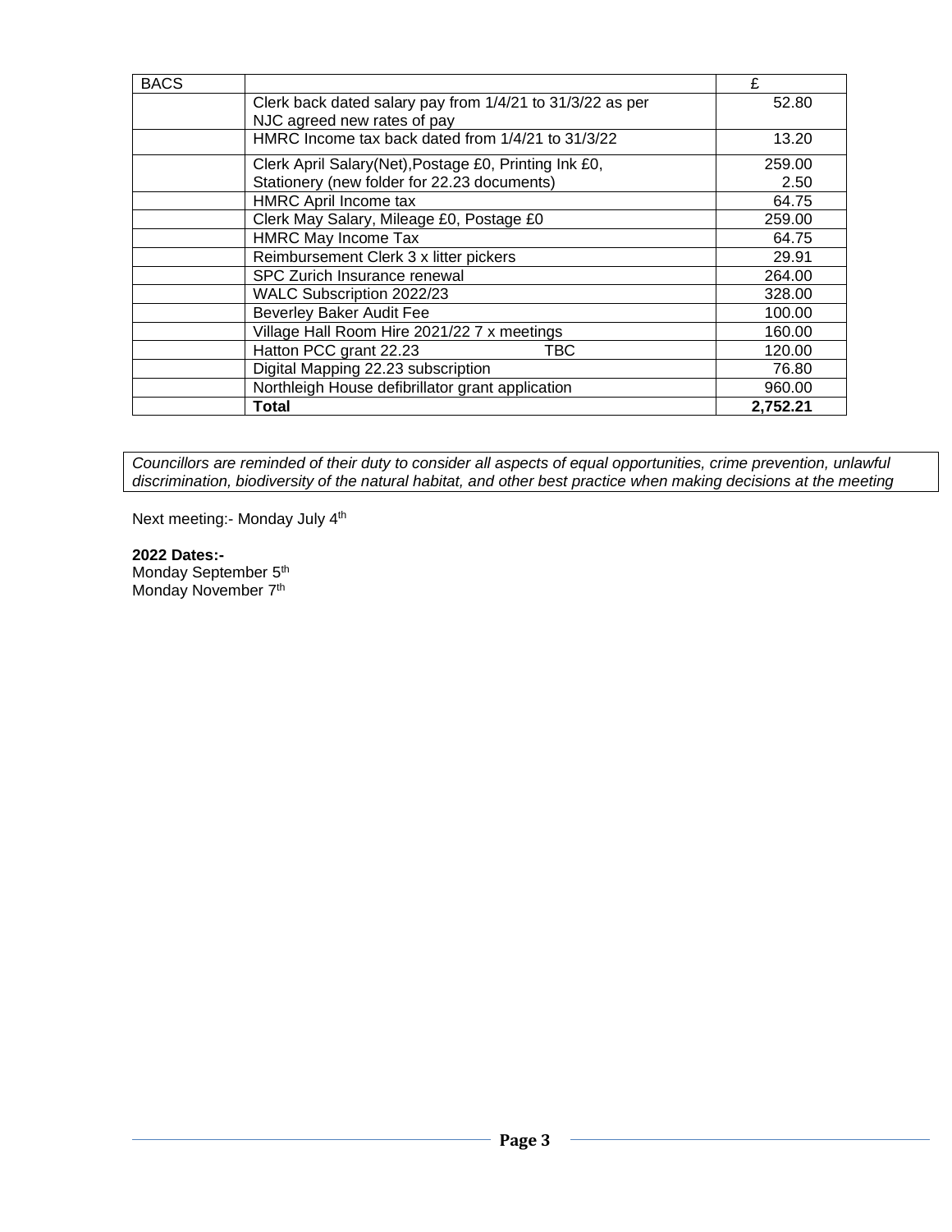| BACS | | £ |
|---|---|---|
| | Clerk back dated salary pay from 1/4/21 to 31/3/22 as per NJC agreed new rates of pay | 52.80 |
| | HMRC Income tax back dated from 1/4/21 to 31/3/22 | 13.20 |
| | Clerk April Salary(Net),Postage £0, Printing Ink £0, Stationery (new folder for 22.23 documents) | 259.00<br>2.50 |
| | HMRC April Income tax | 64.75 |
| | Clerk May Salary, Mileage £0, Postage £0 | 259.00 |
| | HMRC May Income Tax | 64.75 |
| | Reimbursement Clerk 3 x litter pickers | 29.91 |
| | SPC Zurich Insurance renewal | 264.00 |
| | WALC Subscription 2022/23 | 328.00 |
| | Beverley Baker Audit Fee | 100.00 |
| | Village Hall Room Hire 2021/22 7 x meetings | 160.00 |
| | Hatton PCC grant 22.23 TBC | 120.00 |
| | Digital Mapping 22.23 subscription | 76.80 |
| | Northleigh House defibrillator grant application | 960.00 |
| | **Total** | **2,752.21** |

*Councillors are reminded of their duty to consider all aspects of equal opportunities, crime prevention, unlawful discrimination, biodiversity of the natural habitat, and other best practice when making decisions at the meeting*

Next meeting:- Monday July 4th

**2022 Dates:-**
Monday September 5th
Monday November 7th